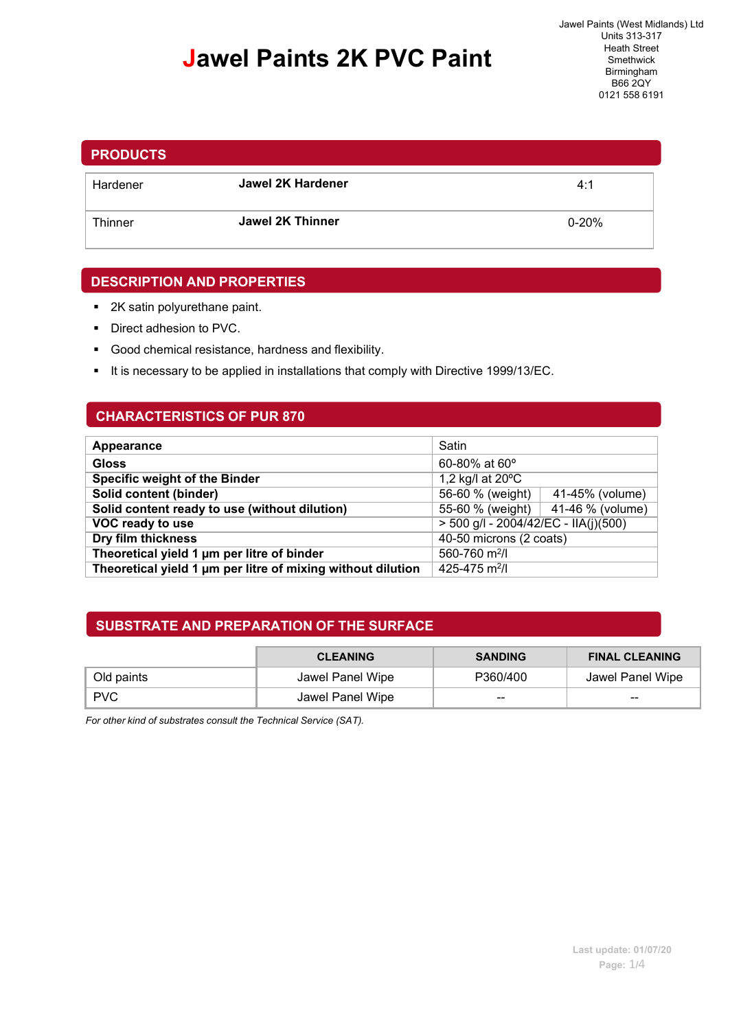# Jawel Paints 2K PVC Paint

Jawel Paints (West Midlands) Ltd
Units 313-317
Heath Street
Smethwick
Birmingham
B66 2QY
0121 558 6191

## PRODUCTS

| Hardener | **Jawel 2K Hardener** | 4:1 |
|---|---|---|
| Thinner | **Jawel 2K Thinner** | 0-20% |

## DESCRIPTION AND PROPERTIES

- 2K satin polyurethane paint.
- Direct adhesion to PVC.
- Good chemical resistance, hardness and flexibility.
- It is necessary to be applied in installations that comply with Directive 1999/13/EC.

## CHARACTERISTICS OF PUR 870

| | | |
|---|---|---|
| **Appearance** | Satin | |
| **Gloss** | 60-80% at 60º | |
| **Specific weight of the Binder** | 1,2 kg/l at 20ºC | |
| **Solid content (binder)** | 56-60 % (weight) | 41-45% (volume) |
| **Solid content ready to use (without dilution)** | 55-60 % (weight) | 41-46 % (volume) |
| **VOC ready to use** | > 500 g/l - 2004/42/EC - IIA(j)(500) | |
| **Dry film thickness** | 40-50 microns (2 coats) | |
| **Theoretical yield 1 µm per litre of binder** | 560-760 $m^2$/l | |
| **Theoretical yield 1 µm per litre of mixing without dilution** | 425-475 $m^2$/l | |

## SUBSTRATE AND PREPARATION OF THE SURFACE

| | CLEANING | SANDING | FINAL CLEANING |
|---|---|---|---|
| Old paints | Jawel Panel Wipe | P360/400 | Jawel Panel Wipe |
| PVC | Jawel Panel Wipe | -- | -- |

*For other kind of substrates consult the Technical Service (SAT).*

Last update: 01/07/20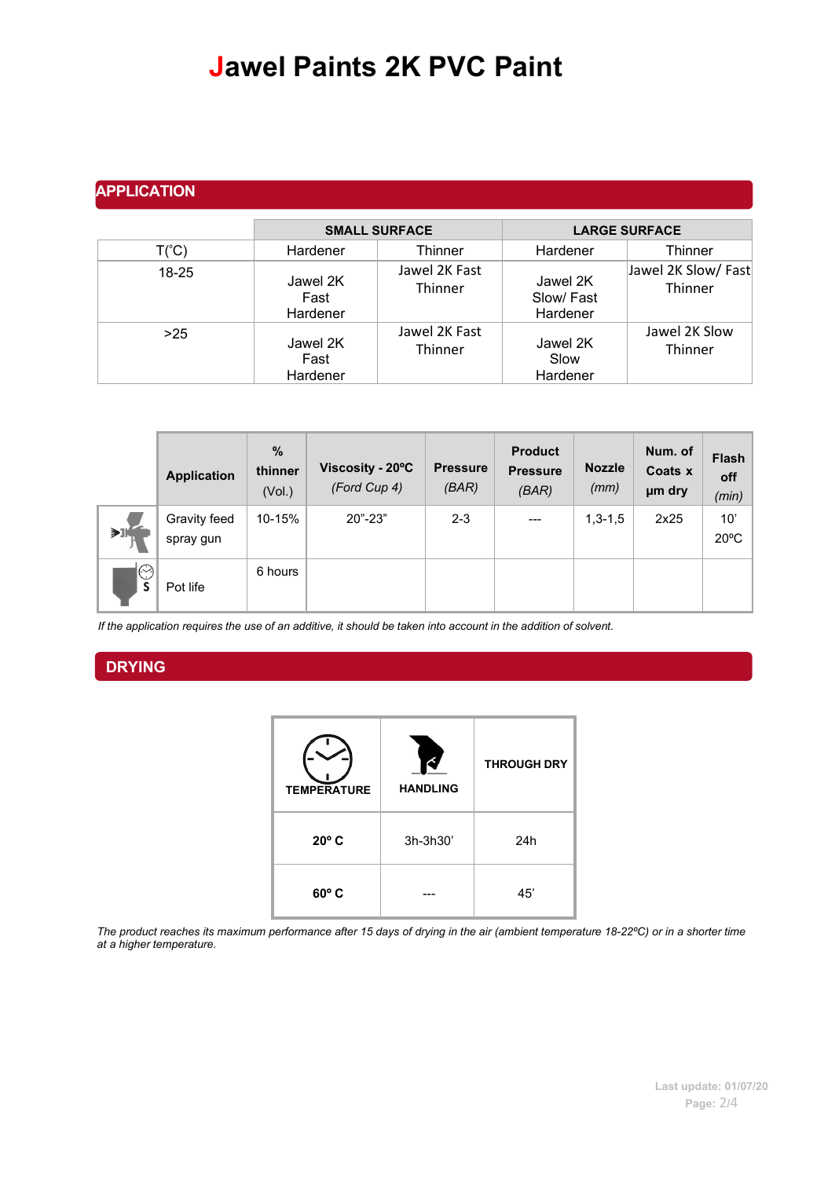# Jawel Paints 2K PVC Paint

## APPLICATION

| | SMALL SURFACE | | LARGE SURFACE | |
|---|---|---|---|---|
| T(°C) | Hardener | Thinner | Hardener | Thinner |
| 18-25 | Jawel 2K Fast Hardener | Jawel 2K Fast Thinner | Jawel 2K Slow/ Fast Hardener | Jawel 2K Slow/ Fast Thinner |
| >25 | Jawel 2K Fast Hardener | Jawel 2K Fast Thinner | Jawel 2K Slow Hardener | Jawel 2K Slow Thinner |

| Application | % thinner (Vol.) | Viscosity - 20ºC *(Ford Cup 4)* | Pressure *(BAR)* | Product Pressure *(BAR)* | Nozzle *(mm)* | Num. of Coats x µm dry | Flash off *(min)* |
|---|---|---|---|---|---|---|---|
| Gravity feed spray gun | 10-15% | 20"-23" | 2-3 | --- | 1,3-1,5 | 2x25 | 10' 20ºC |
| Pot life | 6 hours | | | | | | |

*If the application requires the use of an additive, it should be taken into account in the addition of solvent.*

## DRYING

| TEMPERATURE | HANDLING | THROUGH DRY |
|---|---|---|
| **20º C** | 3h-3h30' | 24h |
| **60º C** | --- | 45' |

*The product reaches its maximum performance after 15 days of drying in the air (ambient temperature 18-22ºC) or in a shorter time at a higher temperature.*

Last update: 01/07/20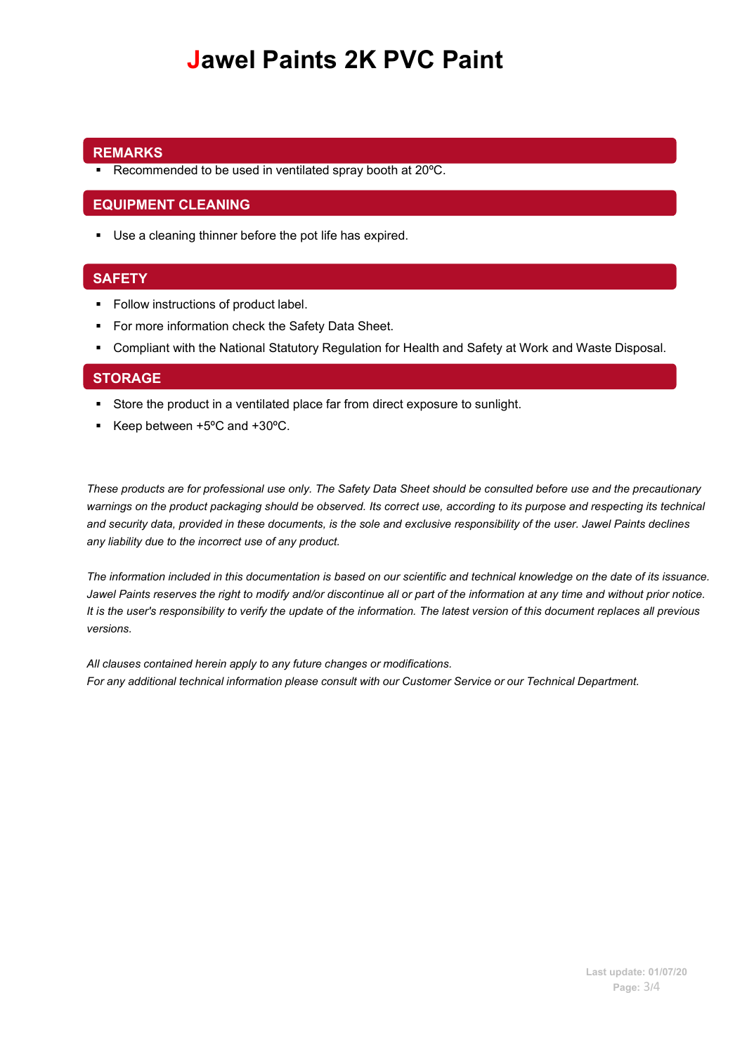# Jawel Paints 2K PVC Paint

## REMARKS

- Recommended to be used in ventilated spray booth at 20ºC.

## EQUIPMENT CLEANING

- Use a cleaning thinner before the pot life has expired.

## SAFETY

- Follow instructions of product label.
- For more information check the Safety Data Sheet.
- Compliant with the National Statutory Regulation for Health and Safety at Work and Waste Disposal.

## STORAGE

- Store the product in a ventilated place far from direct exposure to sunlight.
- Keep between +5ºC and +30ºC.

*These products are for professional use only. The Safety Data Sheet should be consulted before use and the precautionary warnings on the product packaging should be observed. Its correct use, according to its purpose and respecting its technical and security data, provided in these documents, is the sole and exclusive responsibility of the user. Jawel Paints declines any liability due to the incorrect use of any product.*

*The information included in this documentation is based on our scientific and technical knowledge on the date of its issuance. Jawel Paints reserves the right to modify and/or discontinue all or part of the information at any time and without prior notice. It is the user's responsibility to verify the update of the information. The latest version of this document replaces all previous versions.*

*All clauses contained herein apply to any future changes or modifications.*
*For any additional technical information please consult with our Customer Service or our Technical Department.*

Last update: 01/07/20